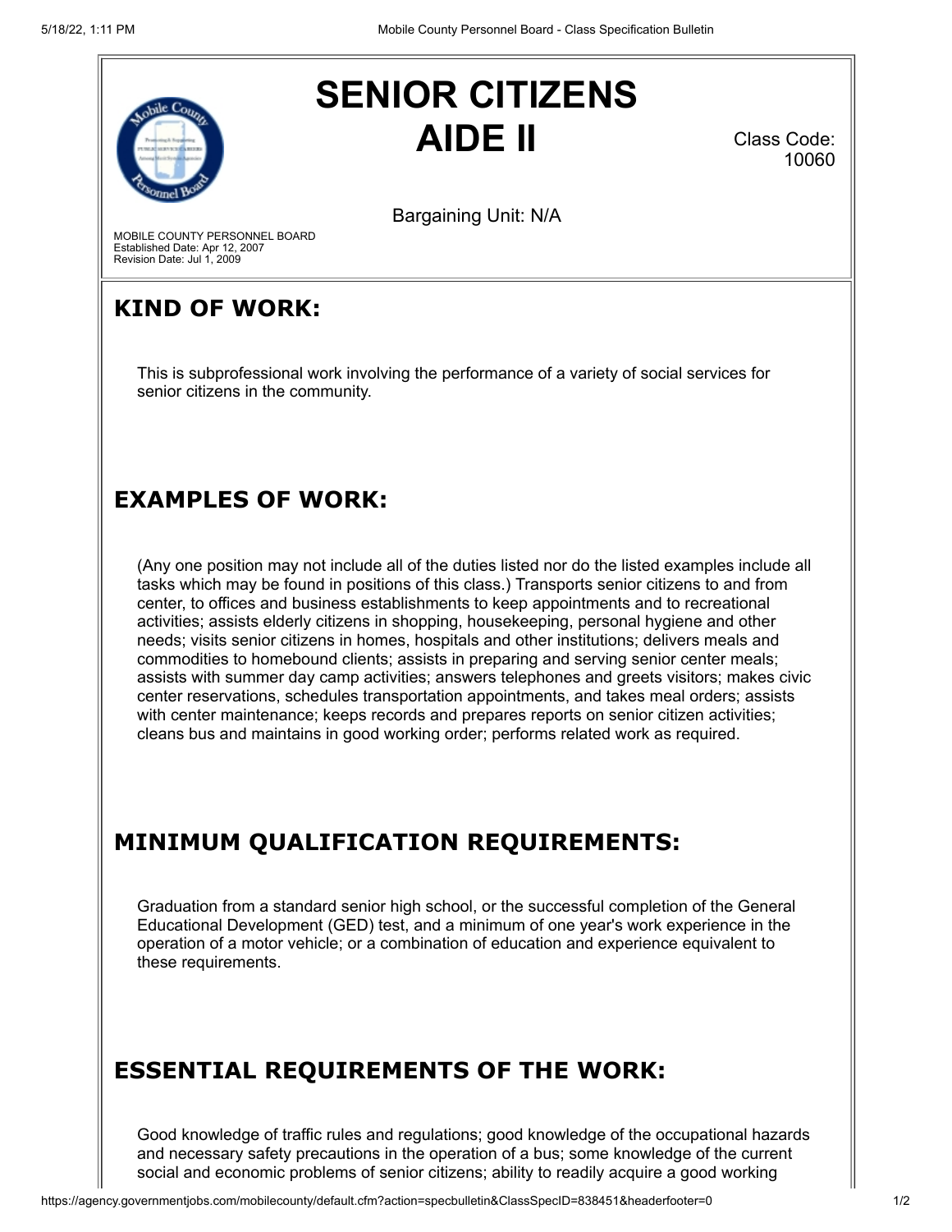# SENIOR CITIZENS AIDE II

Class Code: 10060

Bargaining Unit: N/A

MOBILE COUNTY PERSONNEL BOARD
Established Date: Apr 12, 2007
Revision Date: Jul 1, 2009

## KIND OF WORK:

This is subprofessional work involving the performance of a variety of social services for senior citizens in the community.

## EXAMPLES OF WORK:

(Any one position may not include all of the duties listed nor do the listed examples include all tasks which may be found in positions of this class.) Transports senior citizens to and from center, to offices and business establishments to keep appointments and to recreational activities; assists elderly citizens in shopping, housekeeping, personal hygiene and other needs; visits senior citizens in homes, hospitals and other institutions; delivers meals and commodities to homebound clients; assists in preparing and serving senior center meals; assists with summer day camp activities; answers telephones and greets visitors; makes civic center reservations, schedules transportation appointments, and takes meal orders; assists with center maintenance; keeps records and prepares reports on senior citizen activities; cleans bus and maintains in good working order; performs related work as required.

## MINIMUM QUALIFICATION REQUIREMENTS:

Graduation from a standard senior high school, or the successful completion of the General Educational Development (GED) test, and a minimum of one year's work experience in the operation of a motor vehicle; or a combination of education and experience equivalent to these requirements.

## ESSENTIAL REQUIREMENTS OF THE WORK:

Good knowledge of traffic rules and regulations; good knowledge of the occupational hazards and necessary safety precautions in the operation of a bus; some knowledge of the current social and economic problems of senior citizens; ability to readily acquire a good working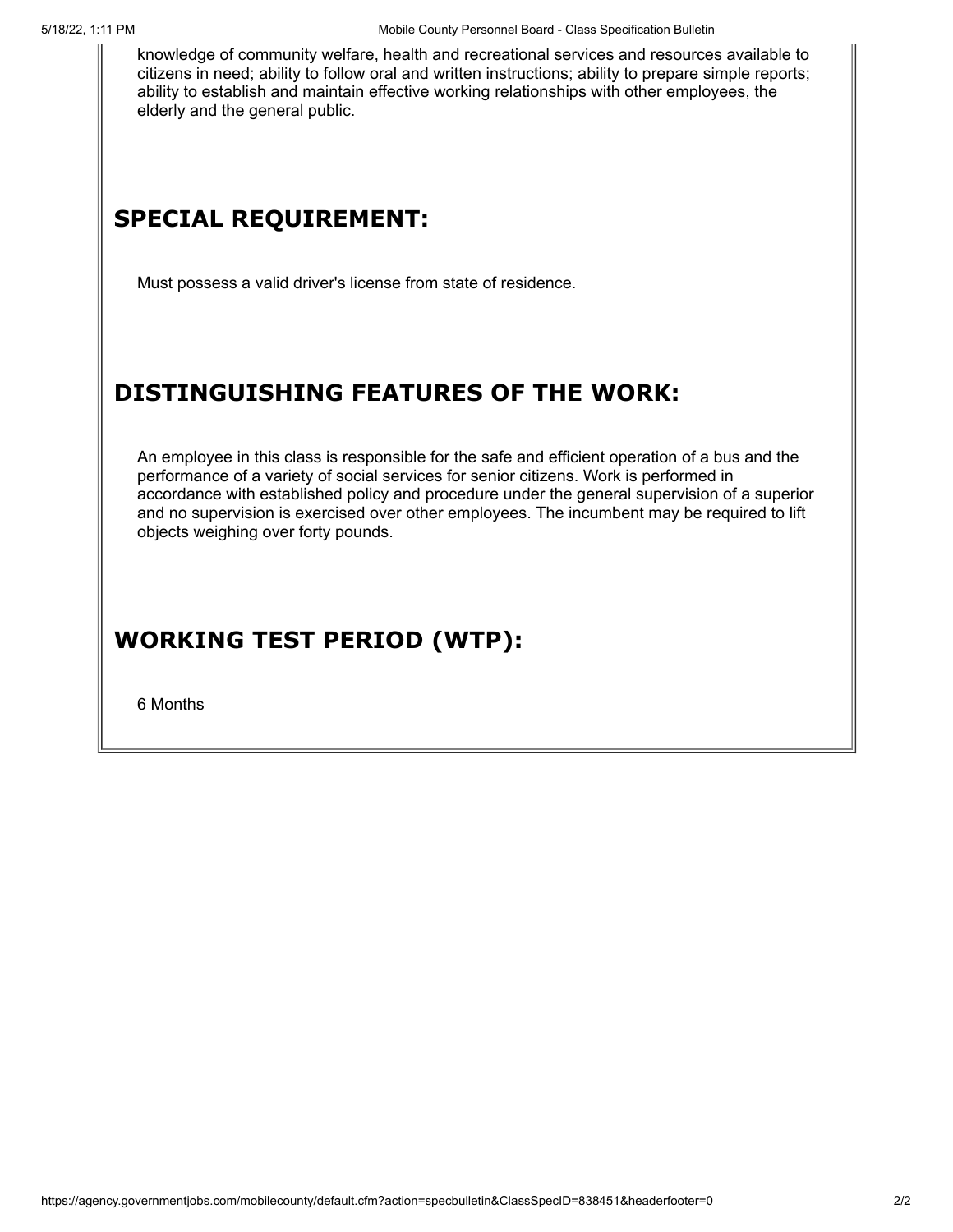knowledge of community welfare, health and recreational services and resources available to citizens in need; ability to follow oral and written instructions; ability to prepare simple reports; ability to establish and maintain effective working relationships with other employees, the elderly and the general public.

## SPECIAL REQUIREMENT:

Must possess a valid driver's license from state of residence.

## DISTINGUISHING FEATURES OF THE WORK:

An employee in this class is responsible for the safe and efficient operation of a bus and the performance of a variety of social services for senior citizens. Work is performed in accordance with established policy and procedure under the general supervision of a superior and no supervision is exercised over other employees. The incumbent may be required to lift objects weighing over forty pounds.

## WORKING TEST PERIOD (WTP):

6 Months